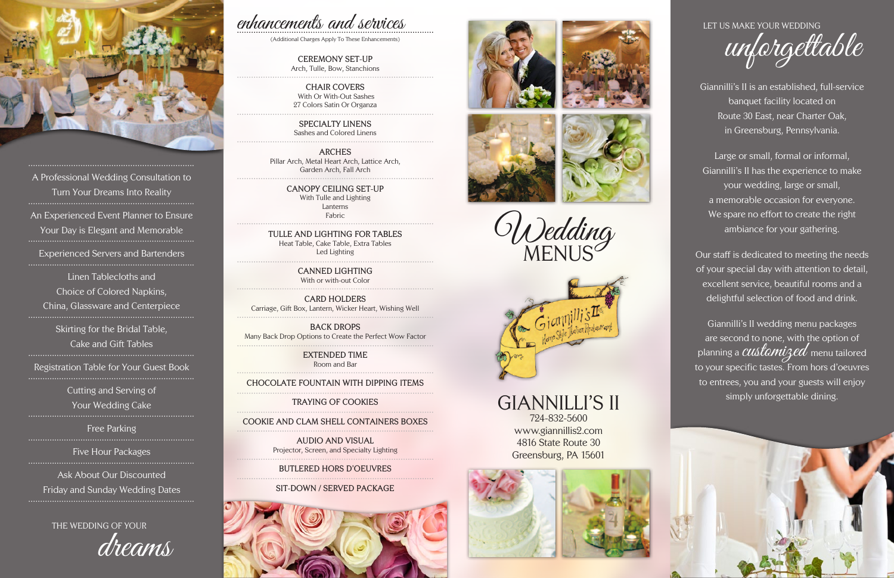- A Professional Wedding Consultation to Turn Your Dreams Into Reality
- An Experienced Event Planner to Ensure Your Day is Elegant and Memorable
- Experienced Servers and Bartenders
- Linen Tablecloths and Choice of Colored Napkins, China, Glassware and Centerpiece
- Skirting for the Bridal Table, Cake and Gift Tables
- Registration Table for Your Guest Book
- Cutting and Serving of Your Wedding Cake
- Free Parking
- Five Hour Packages
- Ask About Our Discounted Friday and Sunday Wedding Dates

THE WEDDING OF YOUR *dreams*

## enhancements and services

(Additional Charges Apply To These Enhancements)

**CEREMONY SET-UP**
Arch, Tulle, Bow, Stanchions

**CHAIR COVERS**
With Or With-Out Sashes
27 Colors Satin Or Organza

**SPECIALTY LINENS**
Sashes and Colored Linens

**ARCHES**
Pillar Arch, Metal Heart Arch, Lattice Arch, Garden Arch, Fall Arch

**CANOPY CEILING SET-UP**
With Tulle and Lighting
Lanterns
Fabric

**TULLE AND LIGHTING FOR TABLES**
Heat Table, Cake Table, Extra Tables
Led Lighting

**CANNED LIGHTING**
With or with-out Color

**CARD HOLDERS**
Carriage, Gift Box, Lantern, Wicker Heart, Wishing Well

**BACK DROPS**
Many Back Drop Options to Create the Perfect Wow Factor

**EXTENDED TIME**
Room and Bar

**CHOCOLATE FOUNTAIN WITH DIPPING ITEMS**

**TRAYING OF COOKIES**

**COOKIE AND CLAM SHELL CONTAINERS BOXES**

**AUDIO AND VISUAL**
Projector, Screen, and Specialty Lighting

**BUTLERED HORS D'OEUVRES**

**SIT-DOWN / SERVED PACKAGE**

# Wedding MENUS

Giannilli's II
Home Style Italian Restaurant

## GIANNILLI'S II

724-832-5600
www.giannillis2.com
4816 State Route 30
Greensburg, PA 15601

LET US MAKE YOUR WEDDING *unforgettable*

Giannilli's II is an established, full-service banquet facility located on Route 30 East, near Charter Oak, in Greensburg, Pennsylvania.

Large or small, formal or informal, Giannilli's II has the experience to make your wedding, large or small, a memorable occasion for everyone. We spare no effort to create the right ambiance for your gathering.

Our staff is dedicated to meeting the needs of your special day with attention to detail, excellent service, beautiful rooms and a delightful selection of food and drink.

Giannilli's II wedding menu packages are second to none, with the option of planning a *customized* menu tailored to your specific tastes. From hors d'oeuvres to entrees, you and your guests will enjoy simply unforgettable dining.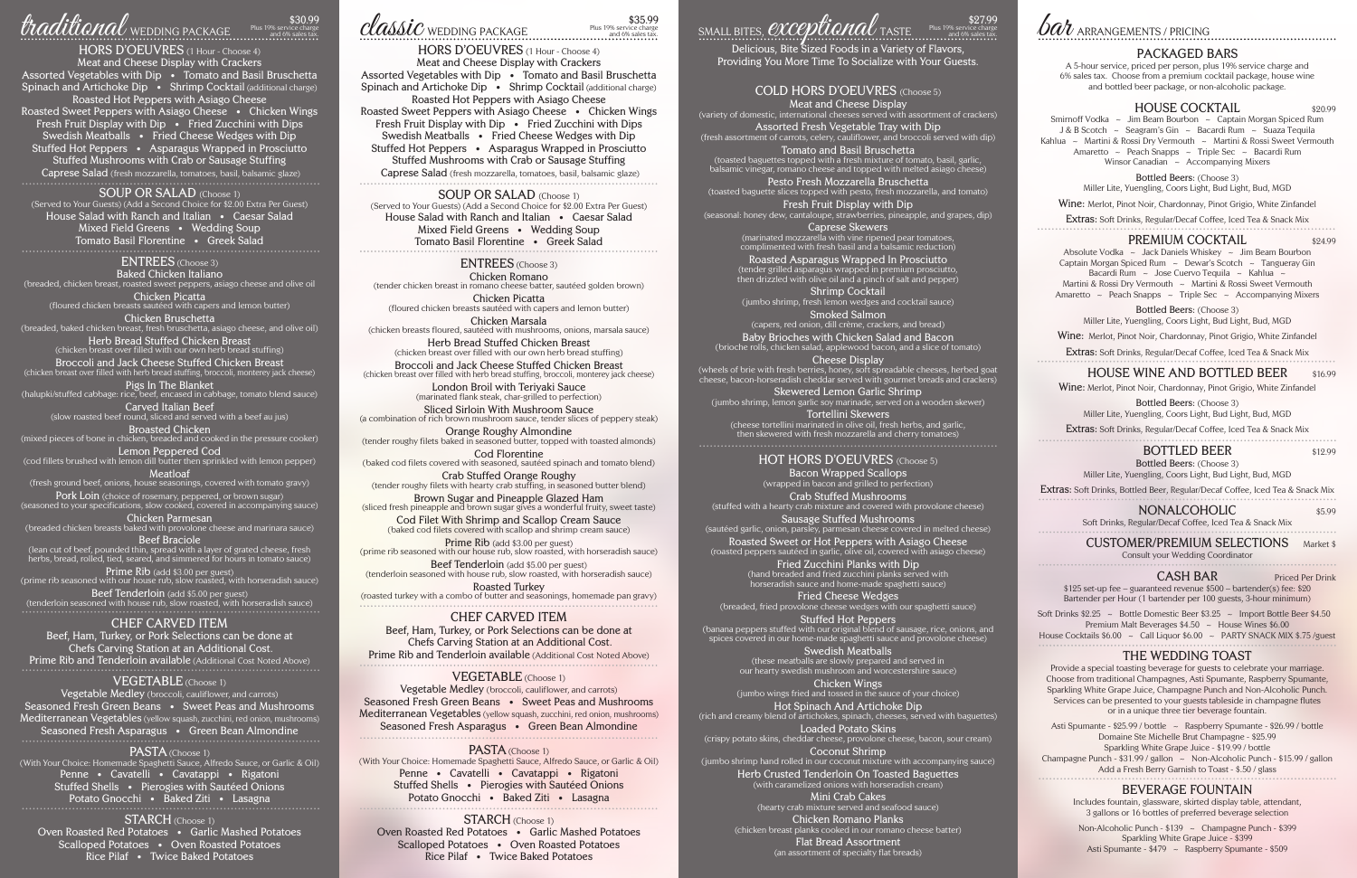# traditional WEDDING PACKAGE

$30.99
Plus 19% service charge and 6% sales tax.

## HORS D'OEUVRES (1 Hour - Choose 4)

Meat and Cheese Display with Crackers
Assorted Vegetables with Dip • Tomato and Basil Bruschetta
Spinach and Artichoke Dip • Shrimp Cocktail (additional charge)
Roasted Hot Peppers with Asiago Cheese
Roasted Sweet Peppers with Asiago Cheese • Chicken Wings
Fresh Fruit Display with Dip • Fried Zucchini with Dips
Swedish Meatballs • Fried Cheese Wedges with Dip
Stuffed Hot Peppers • Asparagus Wrapped in Prosciutto
Stuffed Mushrooms with Crab or Sausage Stuffing
Caprese Salad (fresh mozzarella, tomatoes, basil, balsamic glaze)

## SOUP OR SALAD (Choose 1)

(Served to Your Guests) (Add a Second Choice for $2.00 Extra Per Guest)
House Salad with Ranch and Italian • Caesar Salad
Mixed Field Greens • Wedding Soup
Tomato Basil Florentine • Greek Salad

## ENTREES (Choose 3)

**Baked Chicken Italiano**
(breaded, chicken breast, roasted sweet peppers, asiago cheese and olive oil)

**Chicken Picatta**
(floured chicken breasts sautéed with capers and lemon butter)

**Chicken Bruschetta**
(breaded, baked chicken breast, fresh bruschetta, asiago cheese, and olive oil)

**Herb Bread Stuffed Chicken Breast**
(chicken breast over filled with our own herb bread stuffing)

**Broccoli and Jack Cheese Stuffed Chicken Breast**
(chicken breast over filled with herb bread stuffing, broccoli, monterey jack cheese)

**Pigs In The Blanket**
(halupki/stuffed cabbage: rice, beef, encased in cabbage, tomato blend sauce)

**Carved Italian Beef**
(slow roasted beef round, sliced and served with a beef au jus)

**Broasted Chicken**
(mixed pieces of bone in chicken, breaded and cooked in the pressure cooker)

**Lemon Peppered Cod**
(cod fillets brushed with lemon dill butter then sprinkled with lemon pepper)

**Meatloaf**
(fresh ground beef, onions, house seasonings, covered with tomato gravy)

**Pork Loin** (choice of rosemary, peppered, or brown sugar)
(seasoned to your specifications, slow cooked, covered in accompanying sauce)

**Chicken Parmesan**
(breaded chicken breasts baked with provolone cheese and marinara sauce)

**Beef Braciole**
(lean cut of beef, pounded thin, spread with a layer of grated cheese, fresh herbs, bread, rolled, tied, seared, and simmered for hours in tomato sauce)

**Prime Rib** (add $3.00 per guest)
(prime rib seasoned with our house rub, slow roasted, with horseradish sauce)

**Beef Tenderloin** (add $5.00 per guest)
(tenderloin seasoned with house rub, slow roasted, with horseradish sauce)

## CHEF CARVED ITEM

Beef, Ham, Turkey, or Pork Selections can be done at Chefs Carving Station at an Additional Cost.
Prime Rib and Tenderloin available (Additional Cost Noted Above)

## VEGETABLE (Choose 1)

Vegetable Medley (broccoli, cauliflower, and carrots)
Seasoned Fresh Green Beans • Sweet Peas and Mushrooms
Mediterranean Vegetables (yellow squash, zucchini, red onion, mushrooms)
Seasoned Fresh Asparagus • Green Bean Almondine

## PASTA (Choose 1)

(With Your Choice: Homemade Spaghetti Sauce, Alfredo Sauce, or Garlic & Oil)
Penne • Cavatelli • Cavatappi • Rigatoni
Stuffed Shells • Pierogies with Sautéed Onions
Potato Gnocchi • Baked Ziti • Lasagna

## STARCH (Choose 1)

Oven Roasted Red Potatoes • Garlic Mashed Potatoes
Scalloped Potatoes • Oven Roasted Potatoes
Rice Pilaf • Twice Baked Potatoes

# classic WEDDING PACKAGE

$35.99
Plus 19% service charge and 6% sales tax.

## HORS D'OEUVRES (1 Hour - Choose 4)

Meat and Cheese Display with Crackers
Assorted Vegetables with Dip • Tomato and Basil Bruschetta
Spinach and Artichoke Dip • Shrimp Cocktail (additional charge)
Roasted Hot Peppers with Asiago Cheese
Roasted Sweet Peppers with Asiago Cheese • Chicken Wings
Fresh Fruit Display with Dip • Fried Zucchini with Dips
Swedish Meatballs • Fried Cheese Wedges with Dip
Stuffed Hot Peppers • Asparagus Wrapped in Prosciutto
Stuffed Mushrooms with Crab or Sausage Stuffing
Caprese Salad (fresh mozzarella, tomatoes, basil, balsamic glaze)

## SOUP OR SALAD (Choose 1)

(Served to Your Guests) (Add a Second Choice for $2.00 Extra Per Guest)
House Salad with Ranch and Italian • Caesar Salad
Mixed Field Greens • Wedding Soup
Tomato Basil Florentine • Greek Salad

## ENTREES (Choose 3)

**Chicken Romano**
(tender chicken breast in romano cheese batter, sautéed golden brown)

**Chicken Picatta**
(floured chicken breasts sautéed with capers and lemon butter)

**Chicken Marsala**
(chicken breasts floured, sautéed with mushrooms, onions, marsala sauce)

**Herb Bread Stuffed Chicken Breast**
(chicken breast over filled with our own herb bread stuffing)

**Broccoli and Jack Cheese Stuffed Chicken Breast**
(chicken breast over filled with herb bread stuffing, broccoli, monterey jack cheese)

**London Broil with Teriyaki Sauce**
(marinated flank steak, char-grilled to perfection)

**Sliced Sirloin With Mushroom Sauce**
(a combination of rich brown mushroom sauce, tender slices of peppery steak)

**Orange Roughy Almondine**
(tender roughy filets baked in seasoned butter, topped with toasted almonds)

**Cod Florentine**
(baked cod filets covered with seasoned, sautéed spinach and tomato blend)

**Crab Stuffed Orange Roughy**
(tender roughy filets with hearty crab stuffing, in seasoned butter blend)

**Brown Sugar and Pineapple Glazed Ham**
(sliced fresh pineapple and brown sugar gives a wonderful fruity, sweet taste)

**Cod Filet With Shrimp and Scallop Cream Sauce**
(baked cod filets covered with scallop and shrimp cream sauce)

**Prime Rib** (add $3.00 per guest)
(prime rib seasoned with our house rub, slow roasted, with horseradish sauce)

**Beef Tenderloin** (add $5.00 per guest)
(tenderloin seasoned with house rub, slow roasted, with horseradish sauce)

**Roasted Turkey**
(roasted turkey with a combo of butter and seasonings, homemade pan gravy)

## CHEF CARVED ITEM

Beef, Ham, Turkey, or Pork Selections can be done at Chefs Carving Station at an Additional Cost.
Prime Rib and Tenderloin available (Additional Cost Noted Above)

## VEGETABLE (Choose 1)

Vegetable Medley (broccoli, cauliflower, and carrots)
Seasoned Fresh Green Beans • Sweet Peas and Mushrooms
Mediterranean Vegetables (yellow squash, zucchini, red onion, mushrooms)
Seasoned Fresh Asparagus • Green Bean Almondine

## PASTA (Choose 1)

(With Your Choice: Homemade Spaghetti Sauce, Alfredo Sauce, or Garlic & Oil)
Penne • Cavatelli • Cavatappi • Rigatoni
Stuffed Shells • Pierogies with Sautéed Onions
Potato Gnocchi • Baked Ziti • Lasagna

## STARCH (Choose 1)

Oven Roasted Red Potatoes • Garlic Mashed Potatoes
Scalloped Potatoes • Oven Roasted Potatoes
Rice Pilaf • Twice Baked Potatoes

# SMALL BITES, exceptional TASTE

$27.99
Plus 19% service charge and 6% sales tax.

Delicious, Bite Sized Foods in a Variety of Flavors, Providing You More Time To Socialize with Your Guests.

## COLD HORS D'OEUVRES (Choose 5)

**Meat and Cheese Display**
(variety of domestic, international cheeses served with assortment of crackers)

**Assorted Fresh Vegetable Tray with Dip**
(fresh assortment of carrots, celery, cauliflower, and broccoli served with dip)

**Tomato and Basil Bruschetta**
(toasted baguettes topped with a fresh mixture of tomato, basil, garlic, balsamic vinegar, romano cheese and topped with melted asiago cheese)

**Pesto Fresh Mozzarella Bruschetta**
(toasted baguette slices topped with pesto, fresh mozzarella, and tomato)

**Fresh Fruit Display with Dip**
(seasonal: honey dew, cantaloupe, strawberries, pineapple, and grapes, dip)

**Caprese Skewers**
(marinated mozzarella with vine ripened pear tomatoes, complimented with fresh basil and a balsamic reduction)

**Roasted Asparagus Wrapped In Prosciutto**
(tender grilled asparagus wrapped in premium prosciutto, then drizzled with olive oil and a pinch of salt and pepper)

**Shrimp Cocktail**
(jumbo shrimp, fresh lemon wedges and cocktail sauce)

**Smoked Salmon**
(capers, red onion, dill crème, crackers, and bread)

**Baby Brioches with Chicken Salad and Bacon**
(brioche rolls, chicken salad, applewood bacon, and a slice of tomato)

**Cheese Display**
(wheels of brie with fresh berries, honey, soft spreadable cheeses, herbed goat cheese, bacon-horseradish cheddar served with gourmet breads and crackers)

**Skewered Lemon Garlic Shrimp**
(jumbo shrimp, lemon garlic soy marinade, served on a wooden skewer)

**Tortellini Skewers**
(cheese tortellini marinated in olive oil, fresh herbs, and garlic, then skewered with fresh mozzarella and cherry tomatoes)

## HOT HORS D'OEUVRES (Choose 5)

**Bacon Wrapped Scallops**
(wrapped in bacon and grilled to perfection)

**Crab Stuffed Mushrooms**
(stuffed with a hearty crab mixture and covered with provolone cheese)

**Sausage Stuffed Mushrooms**
(sautéed garlic, onion, parsley, parmesan cheese covered in melted cheese)

**Roasted Sweet or Hot Peppers with Asiago Cheese**
(roasted peppers sautéed in garlic, olive oil, covered with asiago cheese)

**Fried Zucchini Planks with Dip**
(hand breaded and fried zucchini planks served with horseradish sauce and home-made spaghetti sauce)

**Fried Cheese Wedges**
(breaded, fried provolone cheese wedges with our spaghetti sauce)

**Stuffed Hot Peppers**
(banana peppers stuffed with our original blend of sausage, rice, onions, and spices covered in our home-made spaghetti sauce and provolone cheese)

**Swedish Meatballs**
(these meatballs are slowly prepared and served in our hearty swedish mushroom and worcestershire sauce)

**Chicken Wings**
(jumbo wings fried and tossed in the sauce of your choice)

**Hot Spinach And Artichoke Dip**
(rich and creamy blend of artichokes, spinach, cheeses, served with baguettes)

**Loaded Potato Skins**
(crispy potato skins, cheddar cheese, provolone cheese, bacon, sour cream)

**Coconut Shrimp**
(jumbo shrimp hand rolled in our coconut mixture with accompanying sauce)

**Herb Crusted Tenderloin On Toasted Baguettes**
(with caramelized onions with horseradish cream)

**Mini Crab Cakes**
(hearty crab mixture served and seafood sauce)

**Chicken Romano Planks**
(chicken breast planks cooked in our romano cheese batter)

**Flat Bread Assortment**
(an assortment of specialty flat breads)

# bar ARRANGEMENTS / PRICING

## PACKAGED BARS

A 5-hour service, priced per person, plus 19% service charge and 6% sales tax. Choose from a premium cocktail package, house wine and bottled beer package, or non-alcoholic package.

### HOUSE COCKTAIL — $20.99

Smirnoff Vodka – Jim Beam Bourbon – Captain Morgan Spiced Rum
J & B Scotch – Seagram's Gin – Bacardi Rum – Suaza Tequila
Kahlua – Martini & Rossi Dry Vermouth – Martini & Rossi Sweet Vermouth
Amaretto – Peach Snapps – Triple Sec – Bacardi Rum
Winsor Canadian – Accompanying Mixers

Bottled Beers: (Choose 3)
Miller Lite, Yuengling, Coors Light, Bud Light, Bud, MGD

Wine: Merlot, Pinot Noir, Chardonnay, Pinot Grigio, White Zinfandel

Extras: Soft Drinks, Regular/Decaf Coffee, Iced Tea & Snack Mix

### PREMIUM COCKTAIL — $24.99

Absolute Vodka – Jack Daniels Whiskey – Jim Beam Bourbon
Captain Morgan Spiced Rum – Dewar's Scotch – Tangueray Gin
Bacardi Rum – Jose Cuervo Tequila – Kahlua –
Martini & Rossi Dry Vermouth – Martini & Rossi Sweet Vermouth
Amaretto – Peach Snapps – Triple Sec – Accompanying Mixers

Bottled Beers: (Choose 3)
Miller Lite, Yuengling, Coors Light, Bud Light, Bud, MGD

Wine: Merlot, Pinot Noir, Chardonnay, Pinot Grigio, White Zinfandel

Extras: Soft Drinks, Regular/Decaf Coffee, Iced Tea & Snack Mix

### HOUSE WINE AND BOTTLED BEER — $16.99

Wine: Merlot, Pinot Noir, Chardonnay, Pinot Grigio, White Zinfandel

Bottled Beers: (Choose 3)
Miller Lite, Yuengling, Coors Light, Bud Light, Bud, MGD

Extras: Soft Drinks, Regular/Decaf Coffee, Iced Tea & Snack Mix

### BOTTLED BEER — $12.99

Bottled Beers: (Choose 3)
Miller Lite, Yuengling, Coors Light, Bud Light, Bud, MGD

Extras: Soft Drinks, Bottled Beer, Regular/Decaf Coffee, Iced Tea & Snack Mix

### NONALCOHOLIC — $5.99

Soft Drinks, Regular/Decaf Coffee, Iced Tea & Snack Mix

### CUSTOMER/PREMIUM SELECTIONS — Market $

Consult your Wedding Coordinator

### CASH BAR — Priced Per Drink

$125 set-up fee – guaranteed revenue $500 – bartender(s) fee: $20
Bartender per Hour (1 bartender per 100 guests, 3-hour minimum)

Soft Drinks $2.25 – Bottle Domestic Beer $3.25 – Import Bottle Beer $4.50
Premium Malt Beverages $4.50 – House Wines $6.00
House Cocktails $6.00 – Call Liquor $6.00 – PARTY SNACK MIX $.75 /guest

## THE WEDDING TOAST

Provide a special toasting beverage for guests to celebrate your marriage. Choose from traditional Champagnes, Asti Spumante, Raspberry Spumante, Sparkling White Grape Juice, Champagne Punch and Non-Alcoholic Punch. Services can be presented to your guests tableside in champagne flutes or in a unique three tier beverage fountain.

Asti Spumante - $25.99 / bottle – Raspberry Spumante - $26.99 / bottle
Domaine Ste Michelle Brut Champagne - $25.99
Sparkling White Grape Juice - $19.99 / bottle
Champagne Punch - $31.99 / gallon – Non-Alcoholic Punch - $15.99 / gallon
Add a Fresh Berry Garnish to Toast - $.50 / glass

## BEVERAGE FOUNTAIN

Includes fountain, glassware, skirted display table, attendant, 3 gallons or 16 bottles of preferred beverage selection

Non-Alcoholic Punch - $139 – Champagne Punch - $399
Sparkling White Grape Juice - $399
Asti Spumante - $479 – Raspberry Spumante - $509